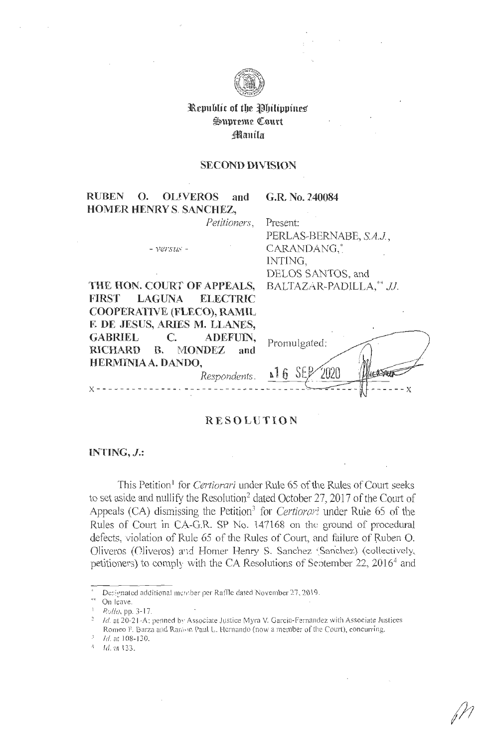**Republic of the Philippines**
**Supreme Court**
**Manila**

## SECOND DIVISION

| | |
|---|---|
| **RUBEN O. OLIVEROS and HOMER HENRY S. SANCHEZ,** *Petitioners,* | **G.R. No. 240084** |
| - *versus* - | Present: PERLAS-BERNABE, *S.A.J.*, CARANDANG,* INTING, DELOS SANTOS, and BALTAZAR-PADILLA,** *JJ.* |
| **THE HON. COURT OF APPEALS, FIRST LAGUNA ELECTRIC COOPERATIVE (FLECO), RAMIL F. DE JESUS, ARIES M. LLANES, GABRIEL C. ADEFUIN, RICHARD B. MONDEZ and HERMINIA A. DANDO,** *Respondents.* | Promulgated: 16 SEP 2020 |

x-----------------------------------------------------------------------------------------x

## RESOLUTION

**INTING, *J.*:**

This Petition[1] for *Certiorari* under Rule 65 of the Rules of Court seeks to set aside and nullify the Resolution[2] dated October 27, 2017 of the Court of Appeals (CA) dismissing the Petition[3] for *Certiorari* under Rule 65 of the Rules of Court in CA-G.R. SP No. 147168 on the ground of procedural defects, violation of Rule 65 of the Rules of Court, and failure of Ruben O. Oliveros (Oliveros) and Homer Henry S. Sanchez (Sanchez) (collectively, petitioners) to comply with the CA Resolutions of September 22, 2016[4] and

---

\* Designated additional member per Raffle dated November 27, 2019.

\*\* On leave.

[1] *Rollo*, pp. 3-17.

[2] *Id.* at 20-21-A; penned by Associate Justice Myra V. Garcia-Fernandez with Associate Justices Romeo F. Barza and Ramon Paul L. Hernando (now a member of the Court), concurring.

[3] *Id.* at 108-130.

[4] *Id.* at 133.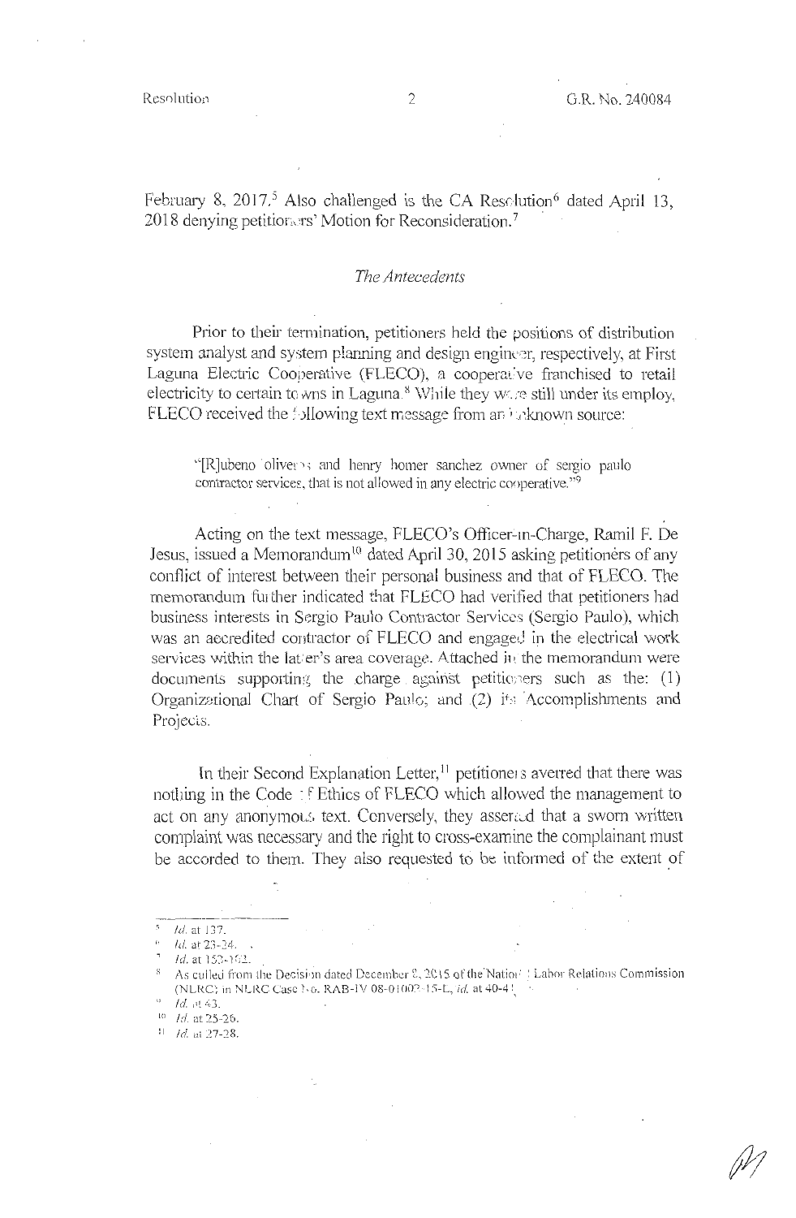February 8, 2017.[5] Also challenged is the CA Resolution[6] dated April 13, 2018 denying petitioners' Motion for Reconsideration.[7]

*The Antecedents*

Prior to their termination, petitioners held the positions of distribution system analyst and system planning and design engineer, respectively, at First Laguna Electric Cooperative (FLECO), a cooperative franchised to retail electricity to certain towns in Laguna.[8] While they were still under its employ, FLECO received the following text message from an unknown source:

> "[R]ubeno oliveros and henry homer sanchez owner of sergio paulo contractor services, that is not allowed in any electric cooperative."[9]

Acting on the text message, FLECO's Officer-in-Charge, Ramil F. De Jesus, issued a Memorandum[10] dated April 30, 2015 asking petitioners of any conflict of interest between their personal business and that of FLECO. The memorandum further indicated that FLECO had verified that petitioners had business interests in Sergio Paulo Contractor Services (Sergio Paulo), which was an accredited contractor of FLECO and engaged in the electrical work services within the latter's area coverage. Attached in the memorandum were documents supporting the charge against petitioners such as the: (1) Organizational Chart of Sergio Paulo; and (2) its Accomplishments and Projects.

In their Second Explanation Letter,[11] petitioners averred that there was nothing in the Code of Ethics of FLECO which allowed the management to act on any anonymous text. Conversely, they asserted that a sworn written complaint was necessary and the right to cross-examine the complainant must be accorded to them. They also requested to be informed of the extent of

---

[5] *Id.* at 137.

[6] *Id.* at 23-24.

[7] *Id.* at 152-162.

[8] As culled from the Decision dated December 2, 2015 of the National Labor Relations Commission (NLRC) in NLRC Case No. RAB-IV 08-01002-15-L, *id.* at 40-41.

[9] *Id.* at 43.

[10] *Id.* at 25-26.

[11] *Id.* at 27-28.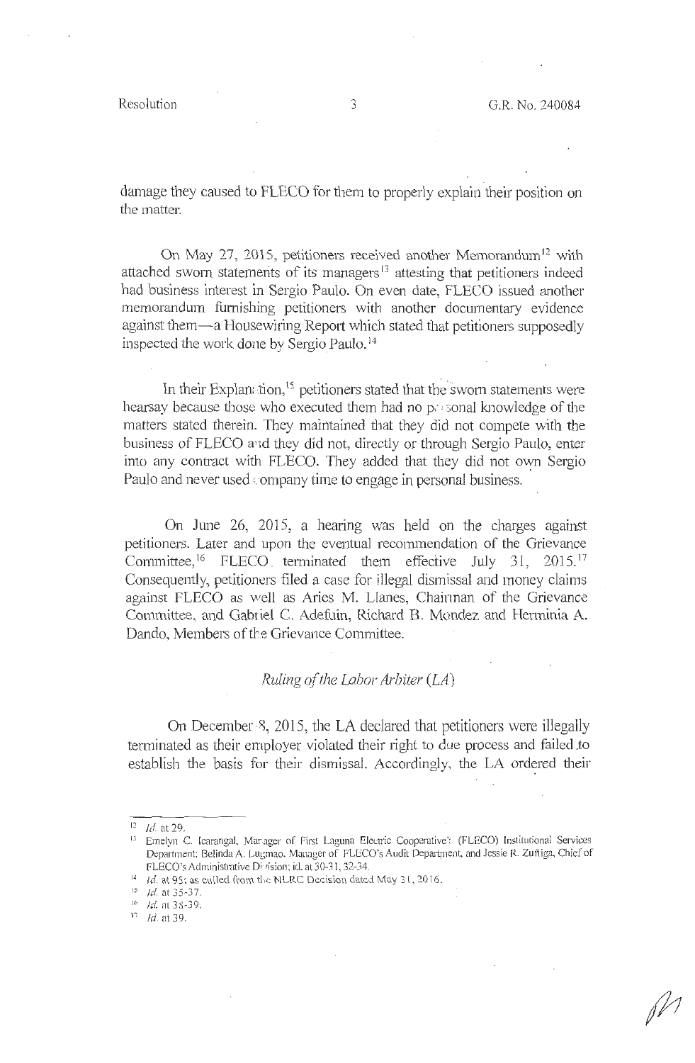damage they caused to FLECO for them to properly explain their position on the matter.

On May 27, 2015, petitioners received another Memorandum[12] with attached sworn statements of its managers[13] attesting that petitioners indeed had business interest in Sergio Paulo. On even date, FLECO issued another memorandum furnishing petitioners with another documentary evidence against them—a Housewiring Report which stated that petitioners supposedly inspected the work done by Sergio Paulo.[14]

In their Explanation,[15] petitioners stated that the sworn statements were hearsay because those who executed them had no personal knowledge of the matters stated therein. They maintained that they did not compete with the business of FLECO and they did not, directly or through Sergio Paulo, enter into any contract with FLECO. They added that they did not own Sergio Paulo and never used company time to engage in personal business.

On June 26, 2015, a hearing was held on the charges against petitioners. Later and upon the eventual recommendation of the Grievance Committee,[16] FLECO terminated them effective July 31, 2015.[17] Consequently, petitioners filed a case for illegal dismissal and money claims against FLECO as well as Aries M. Llanes, Chairman of the Grievance Committee, and Gabriel C. Adefuin, Richard B. Mondez and Herminia A. Dando, Members of the Grievance Committee.

*Ruling of the Labor Arbiter (LA)*

On December 8, 2015, the LA declared that petitioners were illegally terminated as their employer violated their right to due process and failed to establish the basis for their dismissal. Accordingly, the LA ordered their

---

[12] *Id.* at 29.

[13] Emelyn C. Icarangal, Manager of First Laguna Electric Cooperative's (FLECO) Institutional Services Department; Belinda A. Lugmao, Manager of FLECO's Audit Department, and Jessie R. Zuñiga, Chief of FLECO's Administrative Division; id. at 30-31, 32-34.

[14] *Id.* at 95; as culled from the NLRC Decision dated May 31, 2016.

[15] *Id.* at 35-37.

[16] *Id.* at 38-39.

[17] *Id.* at 39.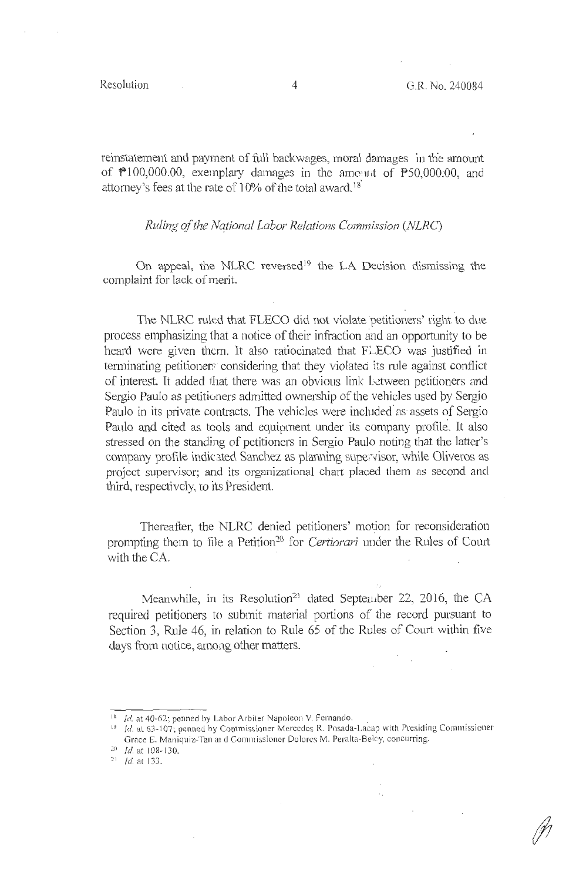reinstatement and payment of full backwages, moral damages in the amount of ₱100,000.00, exemplary damages in the amount of ₱50,000.00, and attorney's fees at the rate of 10% of the total award.[18]

*Ruling of the National Labor Relations Commission (NLRC)*

On appeal, the NLRC reversed[19] the LA Decision dismissing the complaint for lack of merit.

The NLRC ruled that FLECO did not violate petitioners' right to due process emphasizing that a notice of their infraction and an opportunity to be heard were given them. It also ratiocinated that FLECO was justified in terminating petitioners considering that they violated its rule against conflict of interest. It added that there was an obvious link between petitioners and Sergio Paulo as petitioners admitted ownership of the vehicles used by Sergio Paulo in its private contracts. The vehicles were included as assets of Sergio Paulo and cited as tools and equipment under its company profile. It also stressed on the standing of petitioners in Sergio Paulo noting that the latter's company profile indicated Sanchez as planning supervisor, while Oliveros as project supervisor; and its organizational chart placed them as second and third, respectively, to its President.

Thereafter, the NLRC denied petitioners' motion for reconsideration prompting them to file a Petition[20] for *Certiorari* under the Rules of Court with the CA.

Meanwhile, in its Resolution[21] dated September 22, 2016, the CA required petitioners to submit material portions of the record pursuant to Section 3, Rule 46, in relation to Rule 65 of the Rules of Court within five days from notice, among other matters.

---

[18] *Id.* at 40-62; penned by Labor Arbiter Napoleon V. Fernando.

[19] *Id.* at 63-107; penned by Commissioner Mercedes R. Posada-Lacap with Presiding Commissioner Grace E. Maniquiz-Tan and Commissioner Dolores M. Peralta-Beley, concurring.

[20] *Id.* at 108-130.

[21] *Id.* at 133.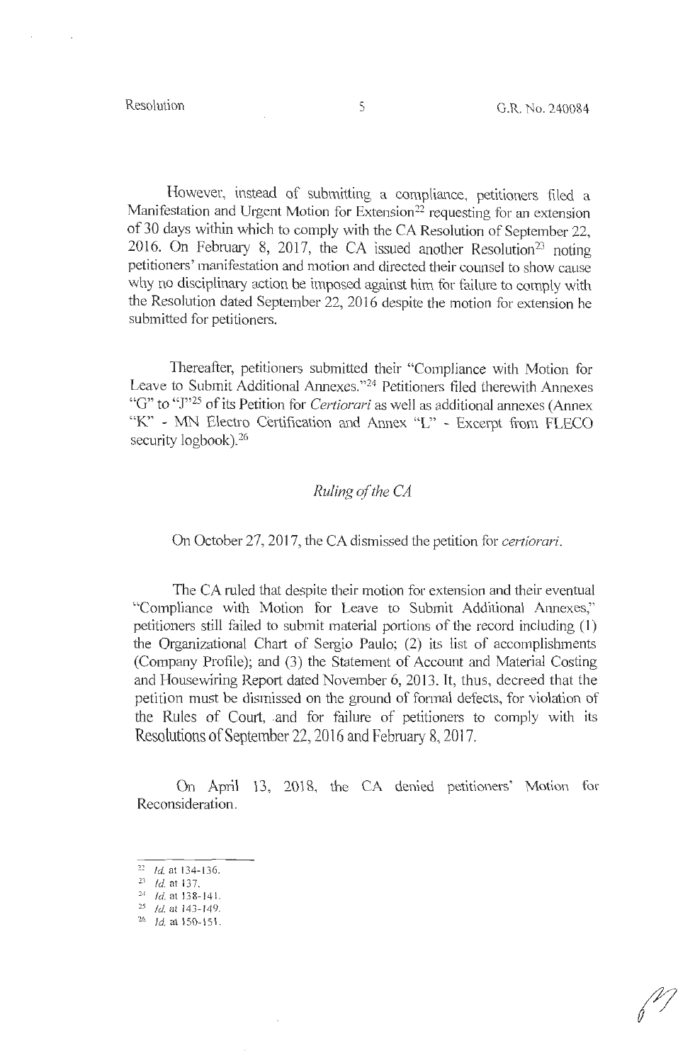However, instead of submitting a compliance, petitioners filed a Manifestation and Urgent Motion for Extension[22] requesting for an extension of 30 days within which to comply with the CA Resolution of September 22, 2016. On February 8, 2017, the CA issued another Resolution[23] noting petitioners' manifestation and motion and directed their counsel to show cause why no disciplinary action be imposed against him for failure to comply with the Resolution dated September 22, 2016 despite the motion for extension he submitted for petitioners.

Thereafter, petitioners submitted their "Compliance with Motion for Leave to Submit Additional Annexes."[24] Petitioners filed therewith Annexes "G" to "J"[25] of its Petition for *Certiorari* as well as additional annexes (Annex "K" - MN Electro Certification and Annex "L" - Excerpt from FLECO security logbook).[26]

## *Ruling of the CA*

On October 27, 2017, the CA dismissed the petition for *certiorari*.

The CA ruled that despite their motion for extension and their eventual "Compliance with Motion for Leave to Submit Additional Annexes," petitioners still failed to submit material portions of the record including (1) the Organizational Chart of Sergio Paulo; (2) its list of accomplishments (Company Profile); and (3) the Statement of Account and Material Costing and Housewiring Report dated November 6, 2013. It, thus, decreed that the petition must be dismissed on the ground of formal defects, for violation of the Rules of Court, and for failure of petitioners to comply with its Resolutions of September 22, 2016 and February 8, 2017.

On April 13, 2018, the CA denied petitioners' Motion for Reconsideration.

---

[22] *Id.* at 134-136.
[23] *Id.* at 137.
[24] *Id.* at 138-141.
[25] *Id.* at 143-149.
[26] *Id.* at 150-151.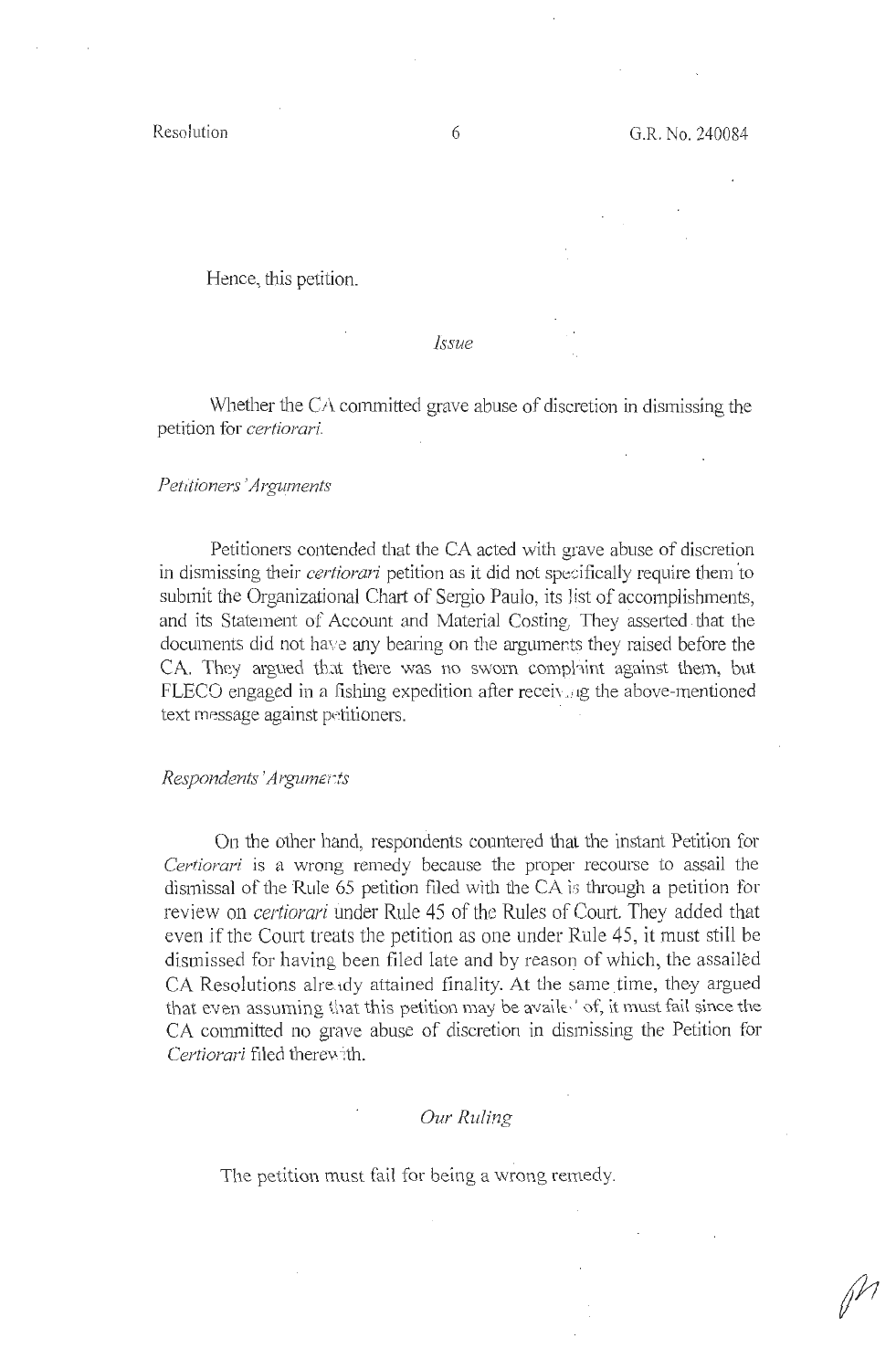Hence, this petition.

*Issue*

Whether the CA committed grave abuse of discretion in dismissing the petition for *certiorari*.

*Petitioners' Arguments*

Petitioners contended that the CA acted with grave abuse of discretion in dismissing their *certiorari* petition as it did not specifically require them to submit the Organizational Chart of Sergio Paulo, its list of accomplishments, and its Statement of Account and Material Costing. They asserted that the documents did not have any bearing on the arguments they raised before the CA. They argued that there was no sworn complaint against them, but FLECO engaged in a fishing expedition after receiving the above-mentioned text message against petitioners.

*Respondents' Arguments*

On the other hand, respondents countered that the instant Petition for *Certiorari* is a wrong remedy because the proper recourse to assail the dismissal of the Rule 65 petition filed with the CA is through a petition for review on *certiorari* under Rule 45 of the Rules of Court. They added that even if the Court treats the petition as one under Rule 45, it must still be dismissed for having been filed late and by reason of which, the assailed CA Resolutions already attained finality. At the same time, they argued that even assuming that this petition may be availed of, it must fail since the CA committed no grave abuse of discretion in dismissing the Petition for *Certiorari* filed therewith.

*Our Ruling*

The petition must fail for being a wrong remedy.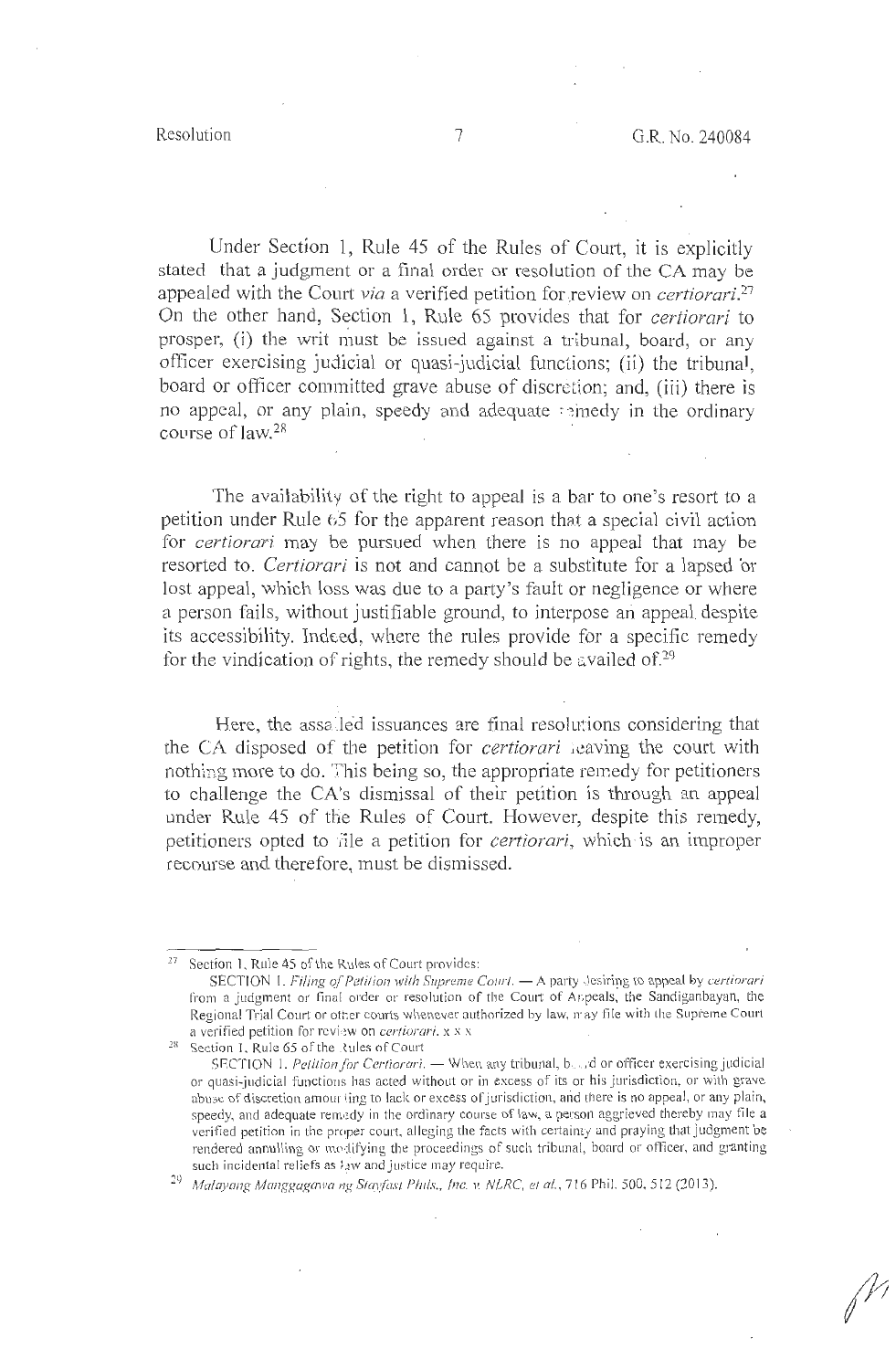Under Section 1, Rule 45 of the Rules of Court, it is explicitly stated that a judgment or a final order or resolution of the CA may be appealed with the Court *via* a verified petition for review on *certiorari*.[27] On the other hand, Section 1, Rule 65 provides that for *certiorari* to prosper, (i) the writ must be issued against a tribunal, board, or any officer exercising judicial or quasi-judicial functions; (ii) the tribunal, board or officer committed grave abuse of discretion; and, (iii) there is no appeal, or any plain, speedy and adequate remedy in the ordinary course of law.[28]

The availability of the right to appeal is a bar to one's resort to a petition under Rule 65 for the apparent reason that a special civil action for *certiorari* may be pursued when there is no appeal that may be resorted to. *Certiorari* is not and cannot be a substitute for a lapsed or lost appeal, which loss was due to a party's fault or negligence or where a person fails, without justifiable ground, to interpose an appeal despite its accessibility. Indeed, where the rules provide for a specific remedy for the vindication of rights, the remedy should be availed of.[29]

Here, the assailed issuances are final resolutions considering that the CA disposed of the petition for *certiorari* leaving the court with nothing more to do. This being so, the appropriate remedy for petitioners to challenge the CA's dismissal of their petition is through an appeal under Rule 45 of the Rules of Court. However, despite this remedy, petitioners opted to file a petition for *certiorari*, which is an improper recourse and therefore, must be dismissed.

---

[27] Section 1, Rule 45 of the Rules of Court provides:

SECTION 1. *Filing of Petition with Supreme Court.* — A party desiring to appeal by *certiorari* from a judgment or final order or resolution of the Court of Appeals, the Sandiganbayan, the Regional Trial Court or other courts whenever authorized by law, may file with the Supreme Court a verified petition for review on *certiorari*. x x x

[28] Section 1, Rule 65 of the Rules of Court

SECTION 1. *Petition for Certiorari.* — When any tribunal, board or officer exercising judicial or quasi-judicial functions has acted without or in excess of its or his jurisdiction, or with grave abuse of discretion amounting to lack or excess of jurisdiction, and there is no appeal, or any plain, speedy, and adequate remedy in the ordinary course of law, a person aggrieved thereby may file a verified petition in the proper court, alleging the facts with certainty and praying that judgment be rendered annulling or modifying the proceedings of such tribunal, board or officer, and granting such incidental reliefs as law and justice may require.

[29] *Malayang Manggagawa ng Stayfast Phils., Inc. v. NLRC, et al.*, 716 Phil. 500, 512 (2013).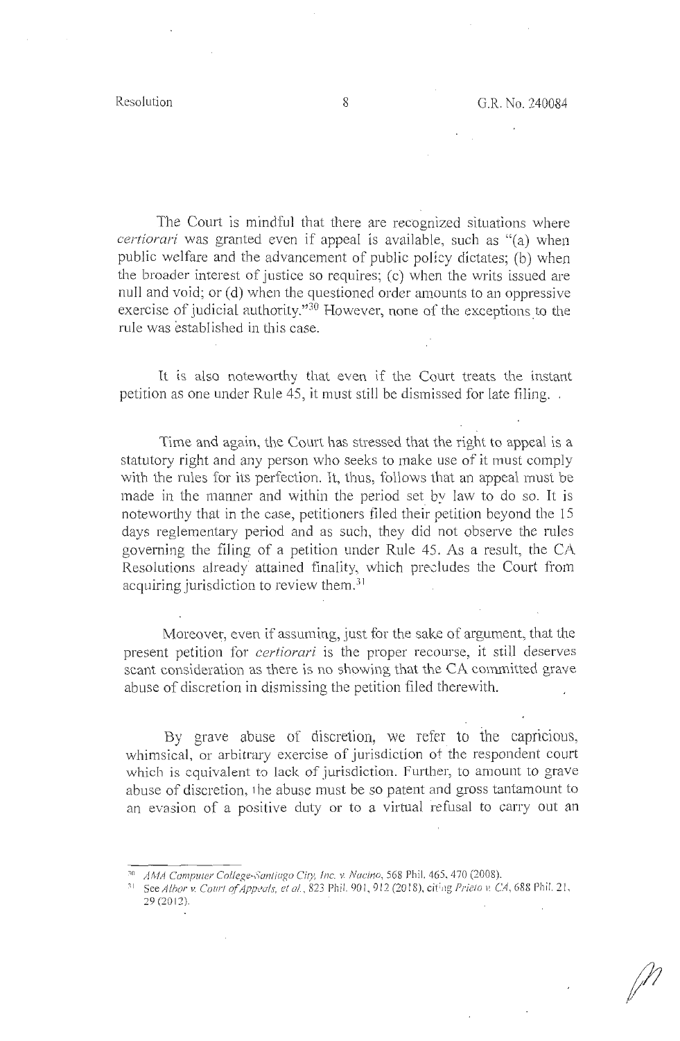The Court is mindful that there are recognized situations where *certiorari* was granted even if appeal is available, such as "(a) when public welfare and the advancement of public policy dictates; (b) when the broader interest of justice so requires; (c) when the writs issued are null and void; or (d) when the questioned order amounts to an oppressive exercise of judicial authority."[30] However, none of the exceptions to the rule was established in this case.

It is also noteworthy that even if the Court treats the instant petition as one under Rule 45, it must still be dismissed for late filing.

Time and again, the Court has stressed that the right to appeal is a statutory right and any person who seeks to make use of it must comply with the rules for its perfection. It, thus, follows that an appeal must be made in the manner and within the period set by law to do so. It is noteworthy that in the case, petitioners filed their petition beyond the 15 days reglementary period and as such, they did not observe the rules governing the filing of a petition under Rule 45. As a result, the CA Resolutions already attained finality, which precludes the Court from acquiring jurisdiction to review them.[31]

Moreover, even if assuming, just for the sake of argument, that the present petition for *certiorari* is the proper recourse, it still deserves scant consideration as there is no showing that the CA committed grave abuse of discretion in dismissing the petition filed therewith.

By grave abuse of discretion, we refer to the capricious, whimsical, or arbitrary exercise of jurisdiction of the respondent court which is equivalent to lack of jurisdiction. Further, to amount to grave abuse of discretion, the abuse must be so patent and gross tantamount to an evasion of a positive duty or to a virtual refusal to carry out an

---

[30] *AMA Computer College-Santiago City, Inc. v. Nacino*, 568 Phil. 465, 470 (2008).

[31] See *Albor v. Court of Appeals, et al.*, 823 Phil. 901, 912 (2018), citing *Prieto v. CA*, 688 Phil. 21, 29 (2012).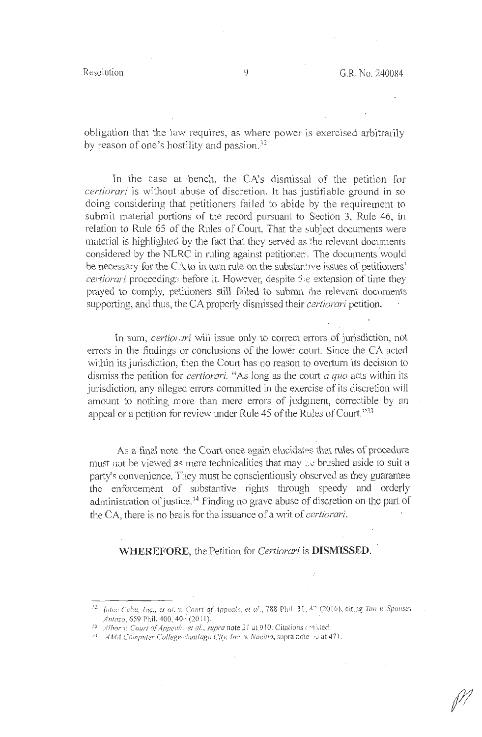obligation that the law requires, as where power is exercised arbitrarily by reason of one's hostility and passion.[32]

In the case at bench, the CA's dismissal of the petition for *certiorari* is without abuse of discretion. It has justifiable ground in so doing considering that petitioners failed to abide by the requirement to submit material portions of the record pursuant to Section 3, Rule 46, in relation to Rule 65 of the Rules of Court. That the subject documents were material is highlighted by the fact that they served as the relevant documents considered by the NLRC in ruling against petitioners. The documents would be necessary for the CA to in turn rule on the substantive issues of petitioners' *certiorari* proceedings before it. However, despite the extension of time they prayed to comply, petitioners still failed to submit the relevant documents supporting, and thus, the CA properly dismissed their *certiorari* petition.

In sum, *certiorari* will issue only to correct errors of jurisdiction, not errors in the findings or conclusions of the lower court. Since the CA acted within its jurisdiction, then the Court has no reason to overturn its decision to dismiss the petition for *certiorari*. "As long as the court *a quo* acts within its jurisdiction, any alleged errors committed in the exercise of its discretion will amount to nothing more than mere errors of judgment, correctible by an appeal or a petition for review under Rule 45 of the Rules of Court."[33]

As a final note, the Court once again elucidates that rules of procedure must not be viewed as mere technicalities that may be brushed aside to suit a party's convenience. They must be conscientiously observed as they guarantee the enforcement of substantive rights through speedy and orderly administration of justice.[34] Finding no grave abuse of discretion on the part of the CA, there is no basis for the issuance of a writ of *certiorari*.

**WHEREFORE**, the Petition for *Certiorari* is **DISMISSED**.

---

[32] *Intec Cebu, Inc., et al. v. Court of Appeals, et al.*, 788 Phil. 31, 42 (2016), citing *Tan v. Spouses Antazo*, 659 Phil. 400, 404 (2011).

[33] *Albor v. Court of Appeals, et al.*, *supra* note 31 at 910. Citations omitted.

[34] *AMA Computer College-Santiago City, Inc. v. Nacino*, supra note 13 at 471.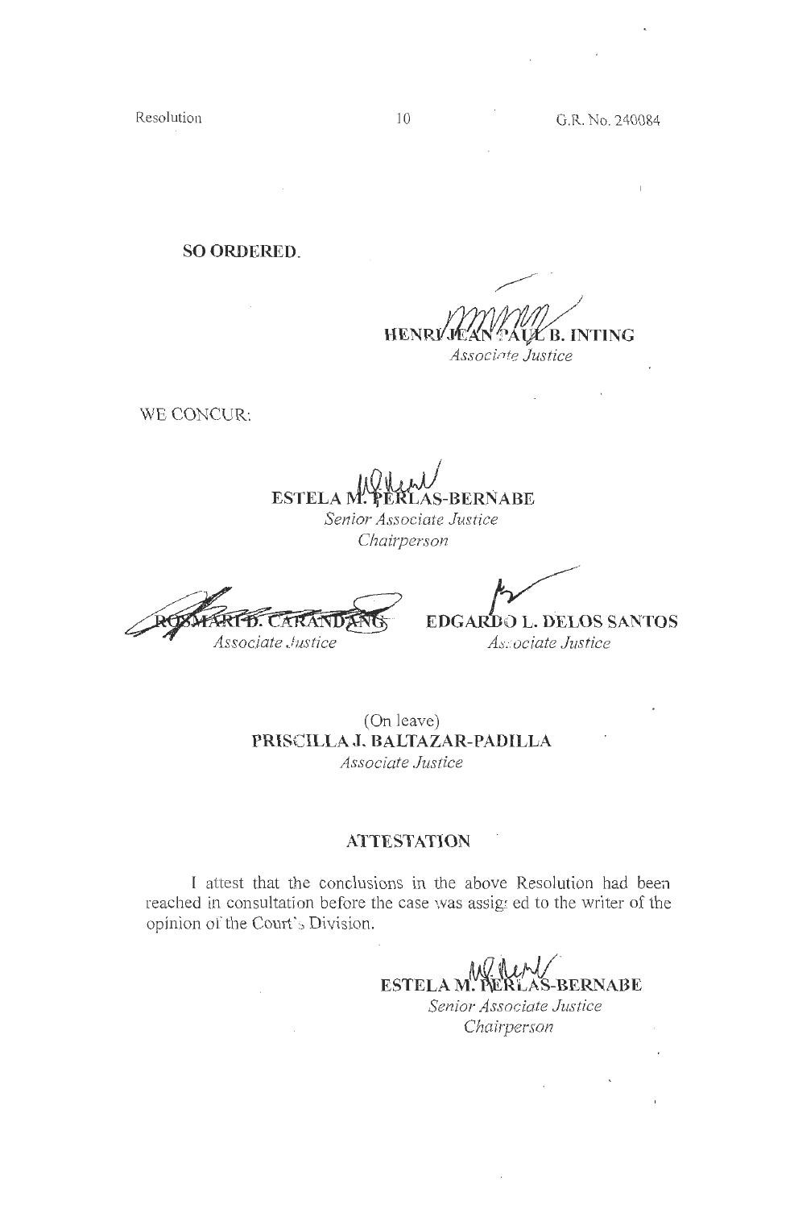**SO ORDERED.**

HENRI JEAN PAUL B. INTING
*Associate Justice*

WE CONCUR:

ESTELA M. PERLAS-BERNABE
*Senior Associate Justice*
*Chairperson*

ROSMARI D. CARANDANG
*Associate Justice*

EDGARDO L. DELOS SANTOS
*Associate Justice*

(On leave)
**PRISCILLA J. BALTAZAR-PADILLA**
*Associate Justice*

**ATTESTATION**

I attest that the conclusions in the above Resolution had been reached in consultation before the case was assigned to the writer of the opinion of the Court's Division.

ESTELA M. PERLAS-BERNABE
*Senior Associate Justice*
*Chairperson*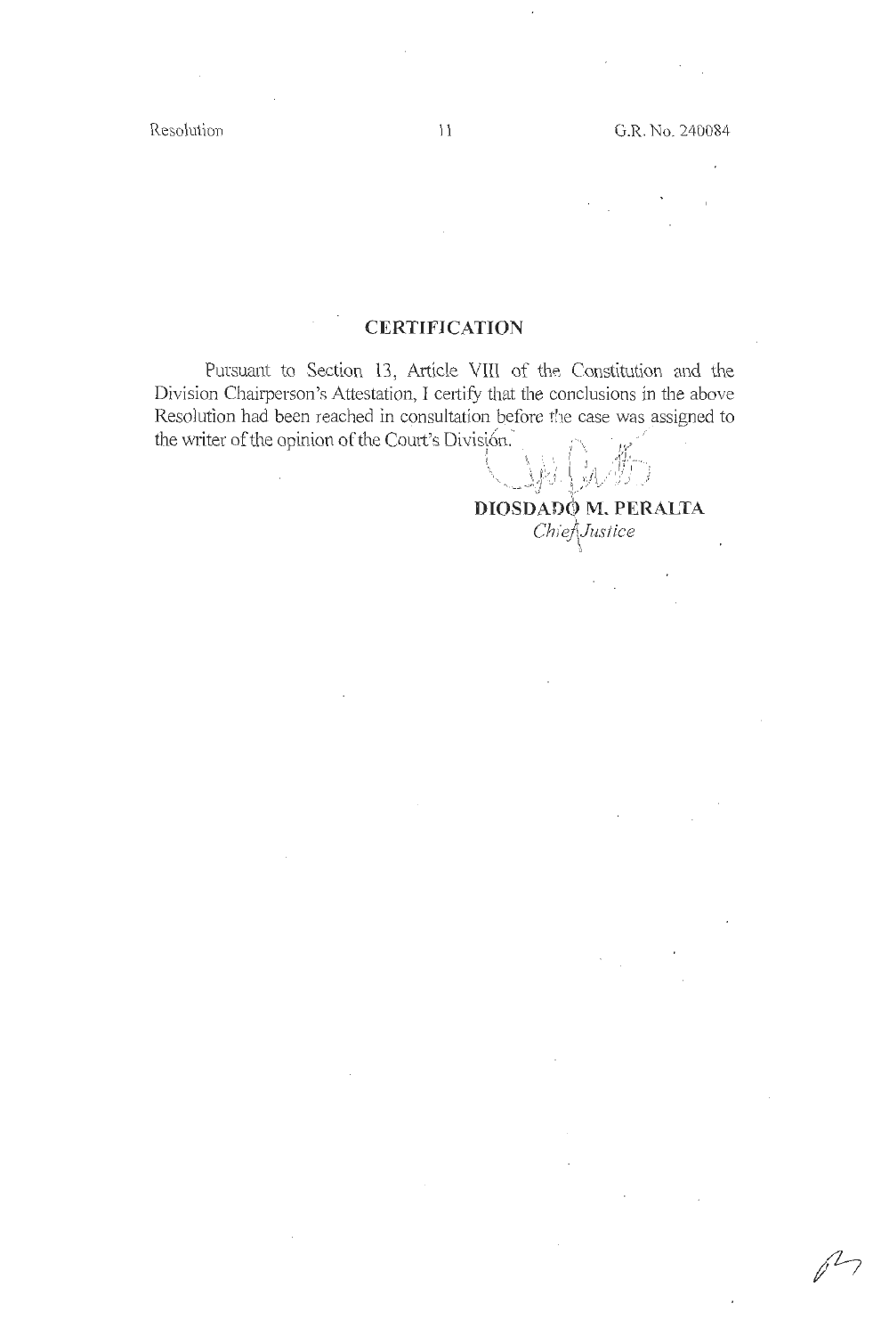## CERTIFICATION

Pursuant to Section 13, Article VIII of the Constitution and the Division Chairperson's Attestation, I certify that the conclusions in the above Resolution had been reached in consultation before the case was assigned to the writer of the opinion of the Court's Division.

**DIOSDADO M. PERALTA**
*Chief Justice*